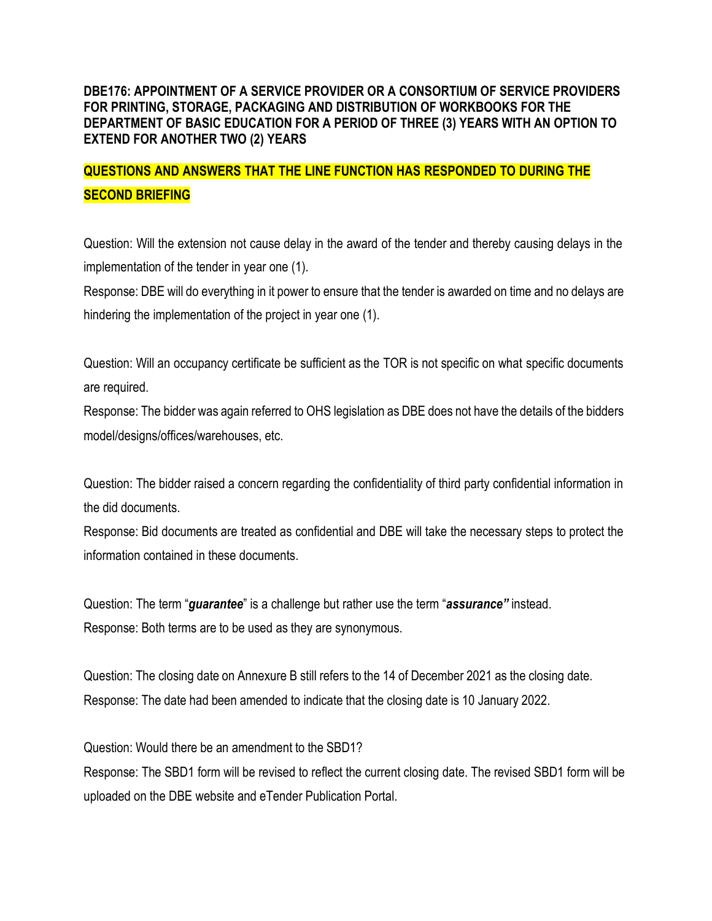**DBE176: APPOINTMENT OF A SERVICE PROVIDER OR A CONSORTIUM OF SERVICE PROVIDERS FOR PRINTING, STORAGE, PACKAGING AND DISTRIBUTION OF WORKBOOKS FOR THE DEPARTMENT OF BASIC EDUCATION FOR A PERIOD OF THREE (3) YEARS WITH AN OPTION TO EXTEND FOR ANOTHER TWO (2) YEARS**

**QUESTIONS AND ANSWERS THAT THE LINE FUNCTION HAS RESPONDED TO DURING THE SECOND BRIEFING**

Question: Will the extension not cause delay in the award of the tender and thereby causing delays in the implementation of the tender in year one (1).
Response: DBE will do everything in it power to ensure that the tender is awarded on time and no delays are hindering the implementation of the project in year one (1).

Question: Will an occupancy certificate be sufficient as the TOR is not specific on what specific documents are required.
Response: The bidder was again referred to OHS legislation as DBE does not have the details of the bidders model/designs/offices/warehouses, etc.

Question: The bidder raised a concern regarding the confidentiality of third party confidential information in the did documents.
Response: Bid documents are treated as confidential and DBE will take the necessary steps to protect the information contained in these documents.

Question: The term "***guarantee***" is a challenge but rather use the term "***assurance"*** instead.
Response: Both terms are to be used as they are synonymous.

Question: The closing date on Annexure B still refers to the 14 of December 2021 as the closing date.
Response: The date had been amended to indicate that the closing date is 10 January 2022.

Question: Would there be an amendment to the SBD1?
Response: The SBD1 form will be revised to reflect the current closing date. The revised SBD1 form will be uploaded on the DBE website and eTender Publication Portal.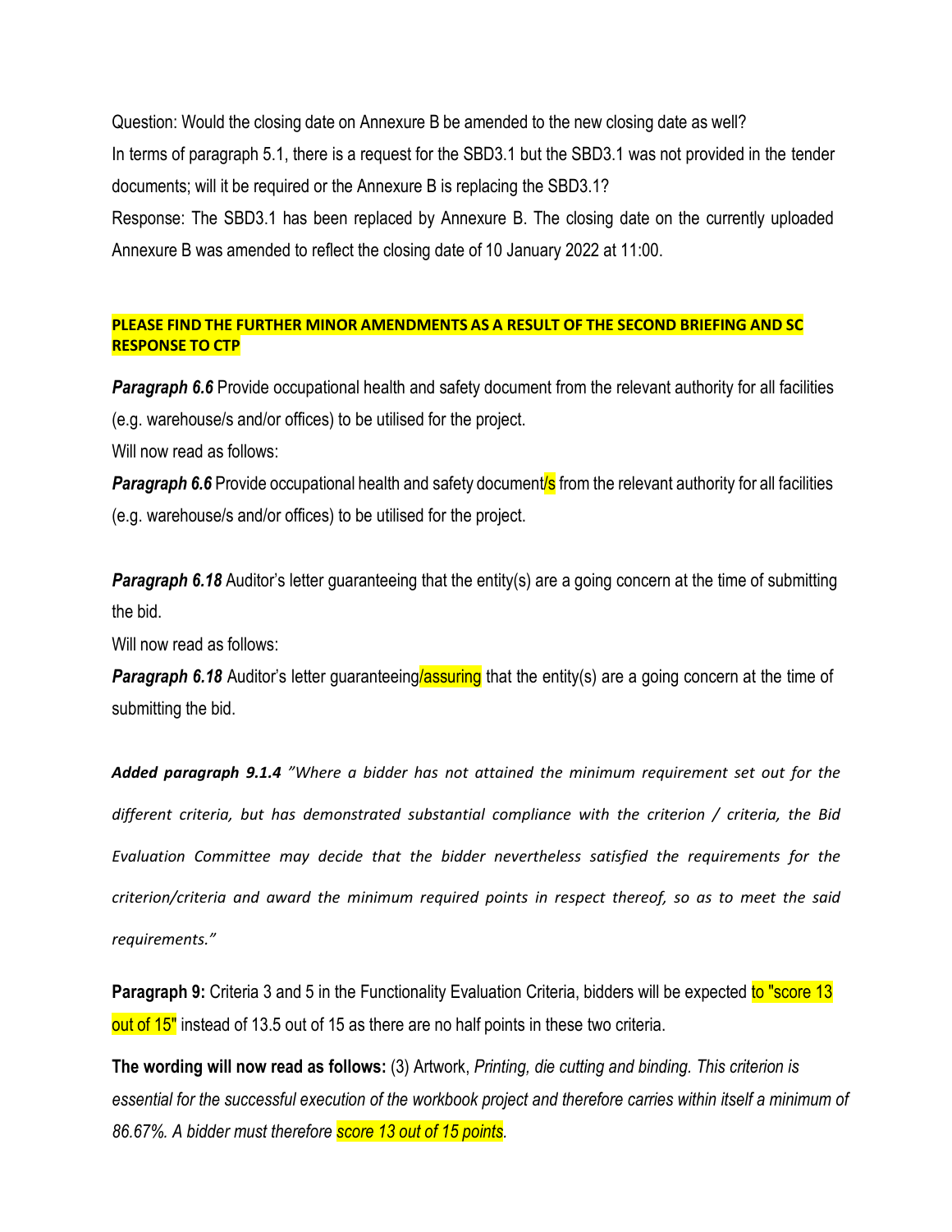Question: Would the closing date on Annexure B be amended to the new closing date as well?

In terms of paragraph 5.1, there is a request for the SBD3.1 but the SBD3.1 was not provided in the tender documents; will it be required or the Annexure B is replacing the SBD3.1?

Response: The SBD3.1 has been replaced by Annexure B. The closing date on the currently uploaded Annexure B was amended to reflect the closing date of 10 January 2022 at 11:00.

**PLEASE FIND THE FURTHER MINOR AMENDMENTS AS A RESULT OF THE SECOND BRIEFING AND SC RESPONSE TO CTP**

***Paragraph 6.6*** Provide occupational health and safety document from the relevant authority for all facilities (e.g. warehouse/s and/or offices) to be utilised for the project.

Will now read as follows:

***Paragraph 6.6*** Provide occupational health and safety document/s from the relevant authority for all facilities (e.g. warehouse/s and/or offices) to be utilised for the project.

***Paragraph 6.18*** Auditor's letter guaranteeing that the entity(s) are a going concern at the time of submitting the bid.

Will now read as follows:

***Paragraph 6.18*** Auditor's letter guaranteeing/assuring that the entity(s) are a going concern at the time of submitting the bid.

***Added paragraph 9.1.4*** *"Where a bidder has not attained the minimum requirement set out for the different criteria, but has demonstrated substantial compliance with the criterion / criteria, the Bid Evaluation Committee may decide that the bidder nevertheless satisfied the requirements for the criterion/criteria and award the minimum required points in respect thereof, so as to meet the said requirements."*

**Paragraph 9:** Criteria 3 and 5 in the Functionality Evaluation Criteria, bidders will be expected to "score 13 out of 15" instead of 13.5 out of 15 as there are no half points in these two criteria.

**The wording will now read as follows:** (3) Artwork, *Printing, die cutting and binding. This criterion is essential for the successful execution of the workbook project and therefore carries within itself a minimum of 86.67%. A bidder must therefore score 13 out of 15 points.*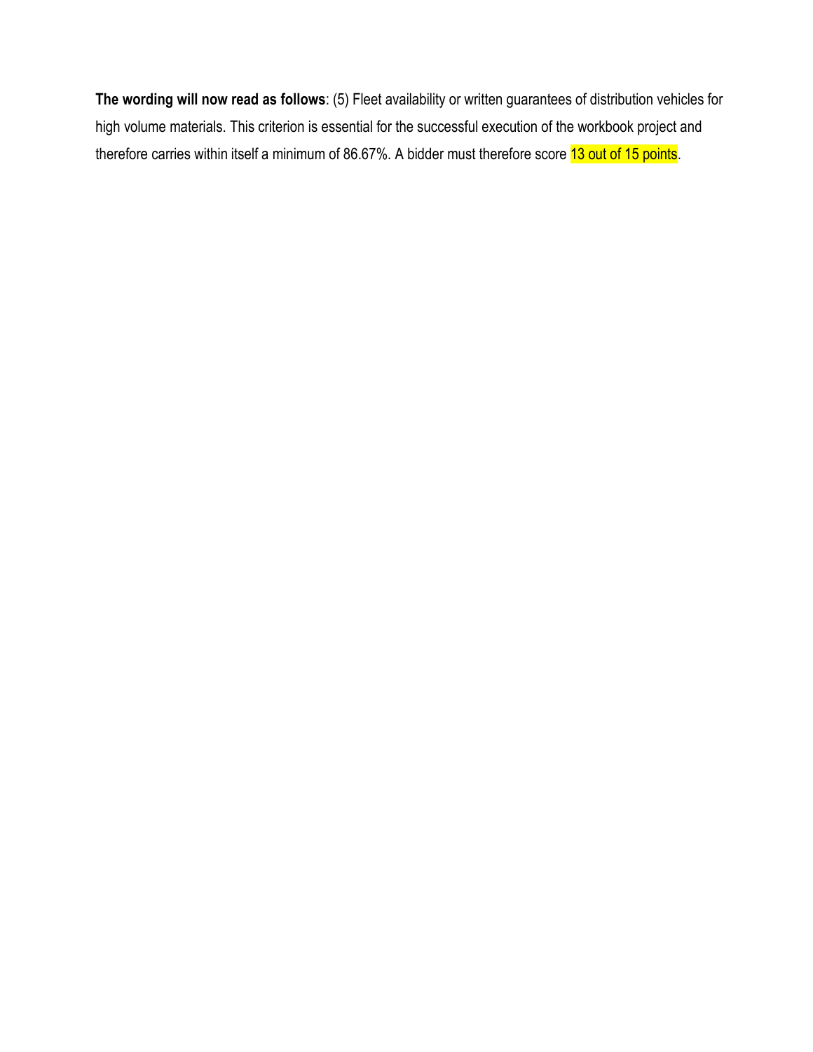**The wording will now read as follows**: (5) Fleet availability or written guarantees of distribution vehicles for high volume materials. This criterion is essential for the successful execution of the workbook project and therefore carries within itself a minimum of 86.67%. A bidder must therefore score 13 out of 15 points.